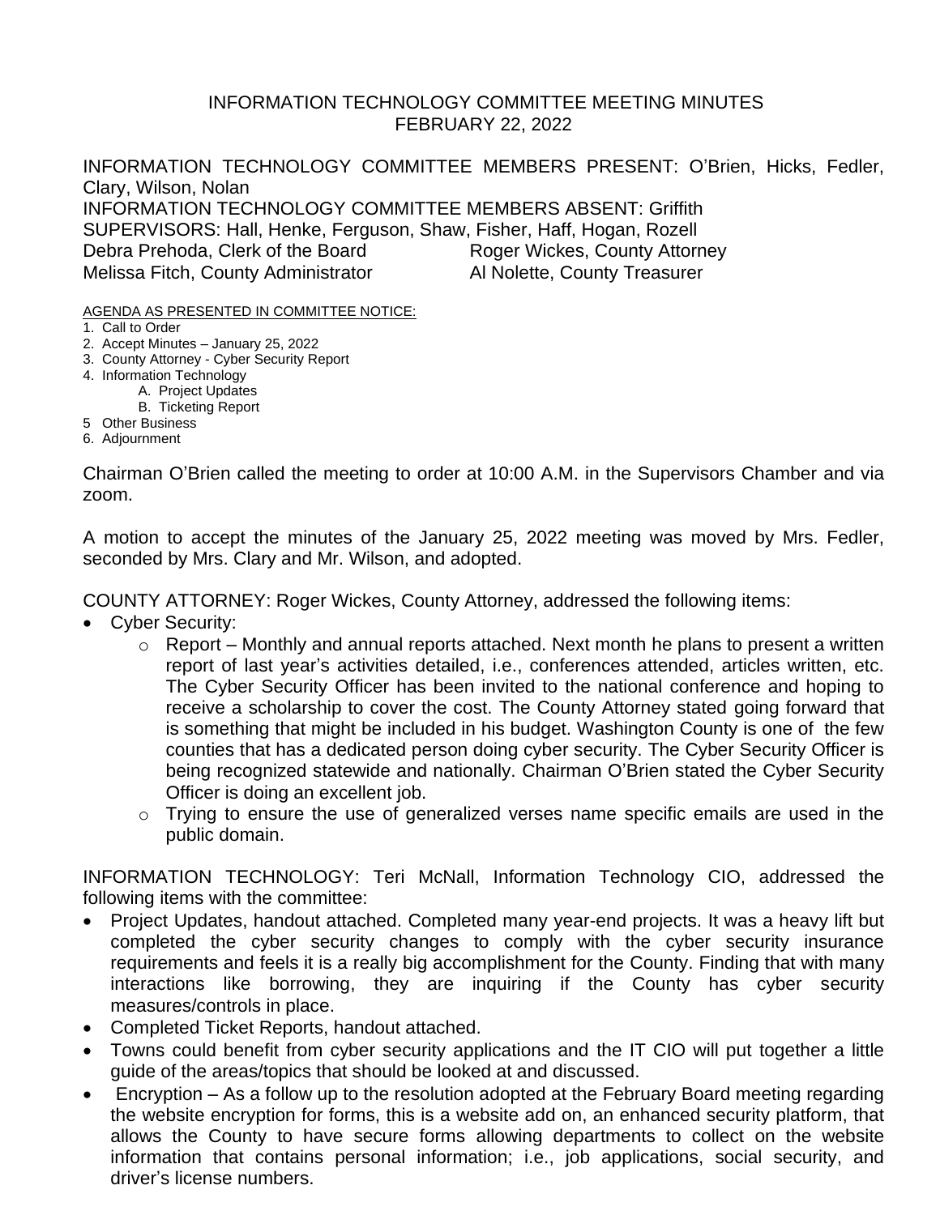# INFORMATION TECHNOLOGY COMMITTEE MEETING MINUTES
## FEBRUARY 22, 2022

INFORMATION TECHNOLOGY COMMITTEE MEMBERS PRESENT: O'Brien, Hicks, Fedler, Clary, Wilson, Nolan
INFORMATION TECHNOLOGY COMMITTEE MEMBERS ABSENT: Griffith
SUPERVISORS: Hall, Henke, Ferguson, Shaw, Fisher, Haff, Hogan, Rozell
Debra Prehoda, Clerk of the Board — Roger Wickes, County Attorney
Melissa Fitch, County Administrator — Al Nolette, County Treasurer

AGENDA AS PRESENTED IN COMMITTEE NOTICE:

1. Call to Order
2. Accept Minutes – January 25, 2022
3. County Attorney - Cyber Security Report
4. Information Technology
   - A. Project Updates
   - B. Ticketing Report
5. Other Business
6. Adjournment

Chairman O'Brien called the meeting to order at 10:00 A.M. in the Supervisors Chamber and via zoom.

A motion to accept the minutes of the January 25, 2022 meeting was moved by Mrs. Fedler, seconded by Mrs. Clary and Mr. Wilson, and adopted.

COUNTY ATTORNEY: Roger Wickes, County Attorney, addressed the following items:

- Cyber Security:
  - Report – Monthly and annual reports attached. Next month he plans to present a written report of last year's activities detailed, i.e., conferences attended, articles written, etc. The Cyber Security Officer has been invited to the national conference and hoping to receive a scholarship to cover the cost. The County Attorney stated going forward that is something that might be included in his budget. Washington County is one of the few counties that has a dedicated person doing cyber security. The Cyber Security Officer is being recognized statewide and nationally. Chairman O'Brien stated the Cyber Security Officer is doing an excellent job.
  - Trying to ensure the use of generalized verses name specific emails are used in the public domain.

INFORMATION TECHNOLOGY: Teri McNall, Information Technology CIO, addressed the following items with the committee:

- Project Updates, handout attached. Completed many year-end projects. It was a heavy lift but completed the cyber security changes to comply with the cyber security insurance requirements and feels it is a really big accomplishment for the County. Finding that with many interactions like borrowing, they are inquiring if the County has cyber security measures/controls in place.
- Completed Ticket Reports, handout attached.
- Towns could benefit from cyber security applications and the IT CIO will put together a little guide of the areas/topics that should be looked at and discussed.
- Encryption – As a follow up to the resolution adopted at the February Board meeting regarding the website encryption for forms, this is a website add on, an enhanced security platform, that allows the County to have secure forms allowing departments to collect on the website information that contains personal information; i.e., job applications, social security, and driver's license numbers.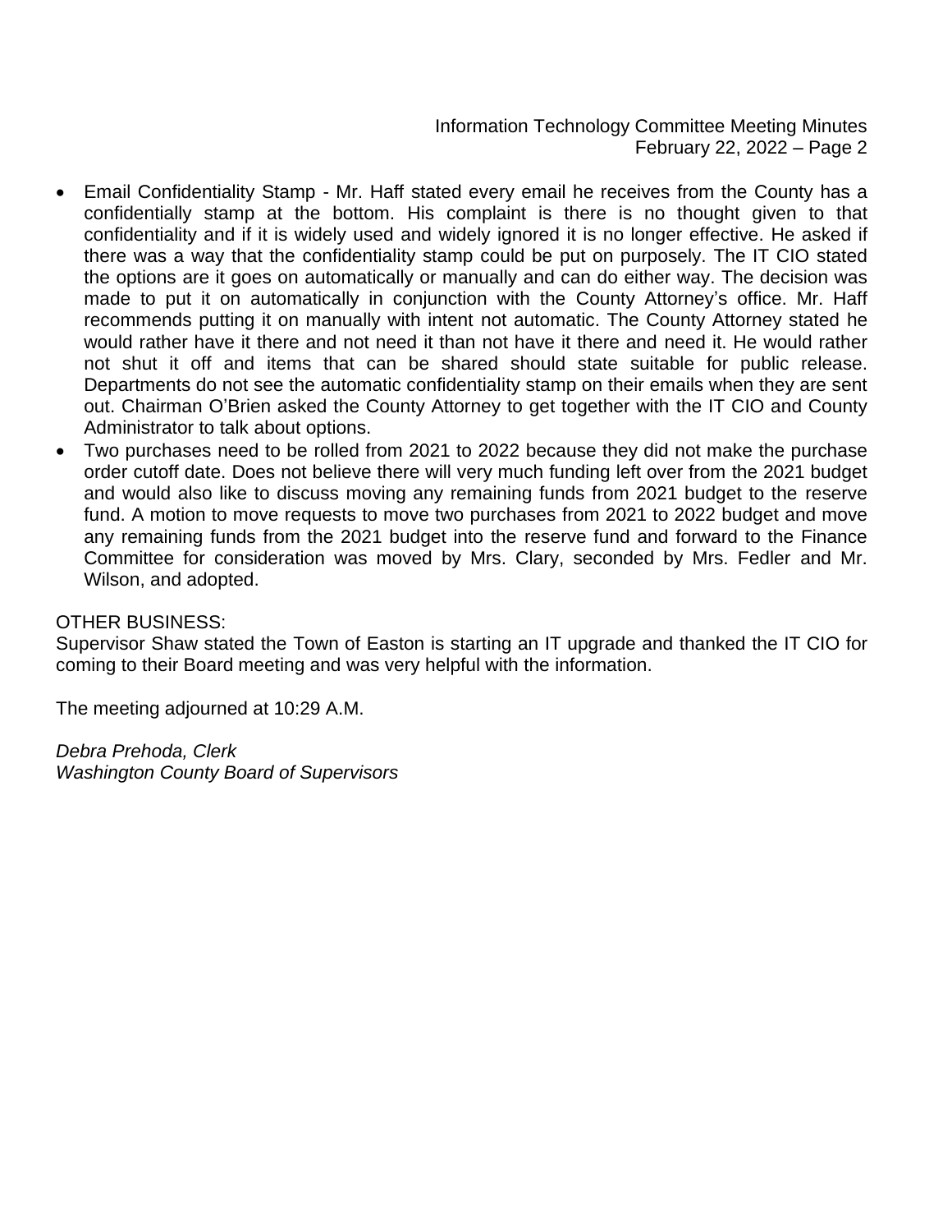- Email Confidentiality Stamp - Mr. Haff stated every email he receives from the County has a confidentially stamp at the bottom. His complaint is there is no thought given to that confidentiality and if it is widely used and widely ignored it is no longer effective. He asked if there was a way that the confidentiality stamp could be put on purposely. The IT CIO stated the options are it goes on automatically or manually and can do either way. The decision was made to put it on automatically in conjunction with the County Attorney's office. Mr. Haff recommends putting it on manually with intent not automatic. The County Attorney stated he would rather have it there and not need it than not have it there and need it. He would rather not shut it off and items that can be shared should state suitable for public release. Departments do not see the automatic confidentiality stamp on their emails when they are sent out. Chairman O'Brien asked the County Attorney to get together with the IT CIO and County Administrator to talk about options.
- Two purchases need to be rolled from 2021 to 2022 because they did not make the purchase order cutoff date. Does not believe there will very much funding left over from the 2021 budget and would also like to discuss moving any remaining funds from 2021 budget to the reserve fund. A motion to move requests to move two purchases from 2021 to 2022 budget and move any remaining funds from the 2021 budget into the reserve fund and forward to the Finance Committee for consideration was moved by Mrs. Clary, seconded by Mrs. Fedler and Mr. Wilson, and adopted.

OTHER BUSINESS:
Supervisor Shaw stated the Town of Easton is starting an IT upgrade and thanked the IT CIO for coming to their Board meeting and was very helpful with the information.

The meeting adjourned at 10:29 A.M.

*Debra Prehoda, Clerk*
*Washington County Board of Supervisors*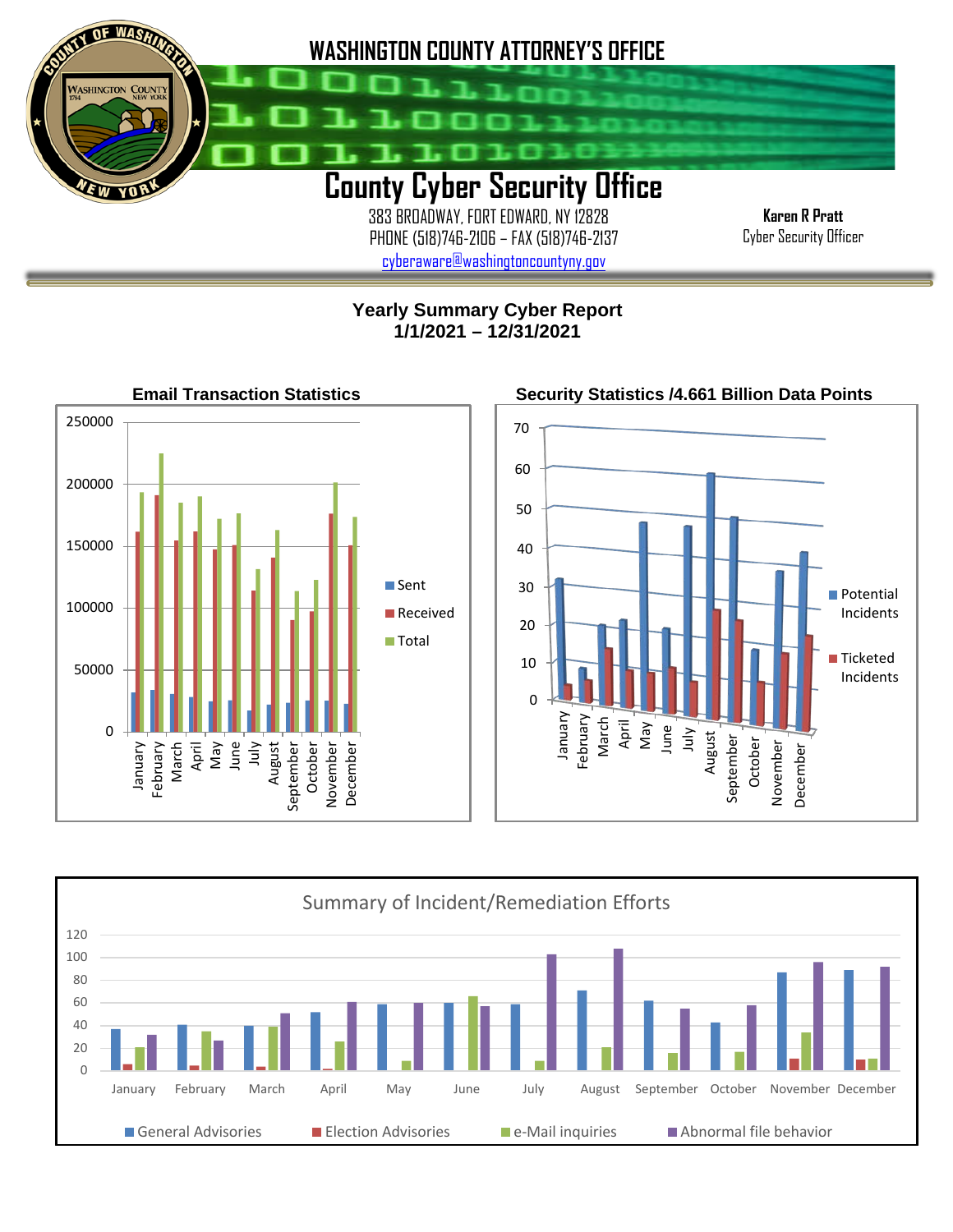# WASHINGTON COUNTY ATTORNEY'S OFFICE

# County Cyber Security Office

383 BROADWAY, FORT EDWARD, NY 12828
PHONE (518)746-2106 – FAX (518)746-2137
cyberaware@washingtoncountyny.gov

**Karen R Pratt**
Cyber Security Officer

## Yearly Summary Cyber Report
## 1/1/2021 – 12/31/2021

**Email Transaction Statistics**

**Security Statistics /4.661 Billion Data Points**

Summary of Incident/Remediation Efforts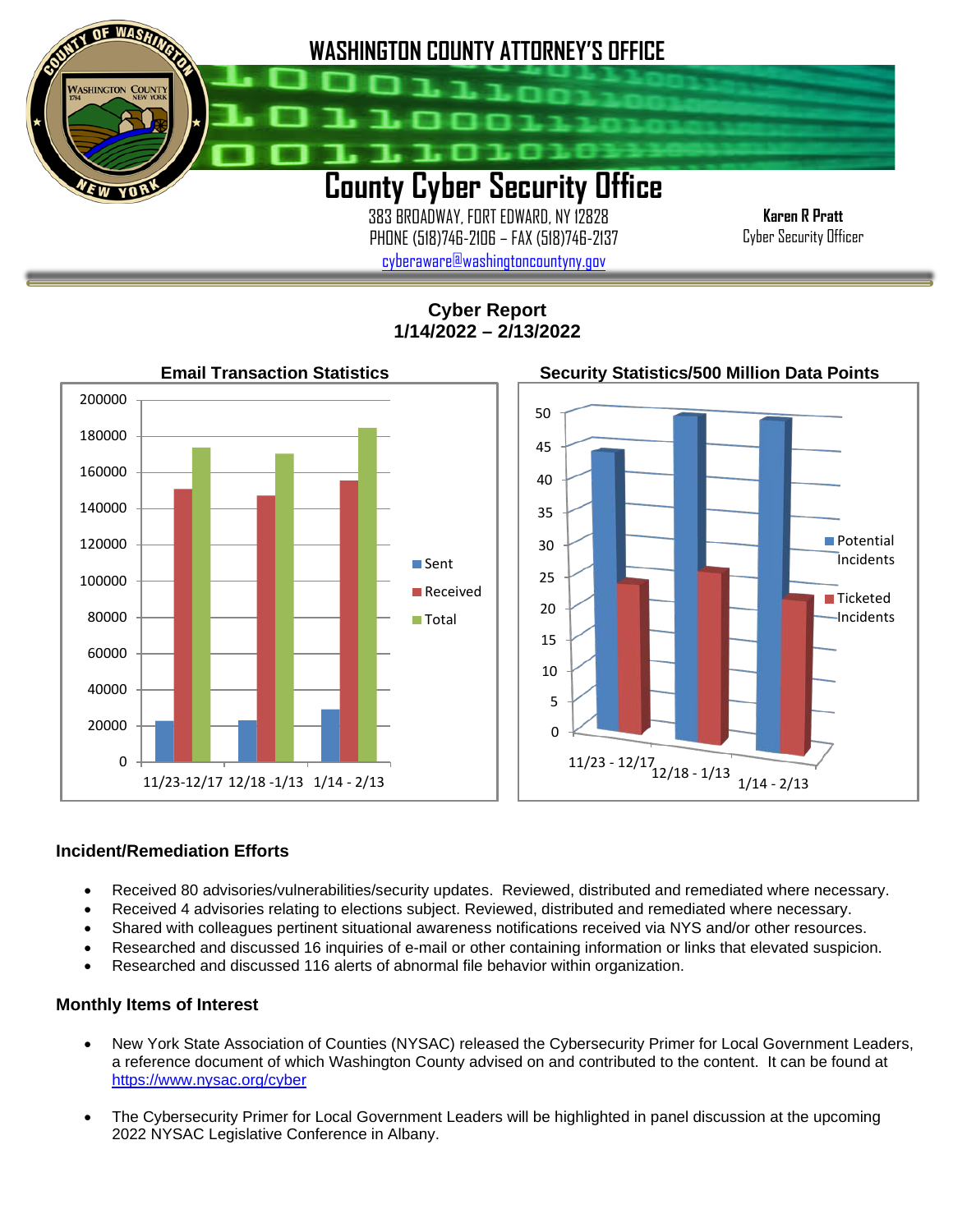# WASHINGTON COUNTY ATTORNEY'S OFFICE

## County Cyber Security Office

383 BROADWAY, FORT EDWARD, NY 12828
PHONE (518)746-2106 – FAX (518)746-2137
cyberaware@washingtoncountyny.gov

**Karen R Pratt**
Cyber Security Officer

**Cyber Report**
**1/14/2022 – 2/13/2022**

**Email Transaction Statistics**

**Security Statistics/500 Million Data Points**

### Incident/Remediation Efforts

- Received 80 advisories/vulnerabilities/security updates. Reviewed, distributed and remediated where necessary.
- Received 4 advisories relating to elections subject. Reviewed, distributed and remediated where necessary.
- Shared with colleagues pertinent situational awareness notifications received via NYS and/or other resources.
- Researched and discussed 16 inquiries of e-mail or other containing information or links that elevated suspicion.
- Researched and discussed 116 alerts of abnormal file behavior within organization.

### Monthly Items of Interest

- New York State Association of Counties (NYSAC) released the Cybersecurity Primer for Local Government Leaders, a reference document of which Washington County advised on and contributed to the content. It can be found at https://www.nysac.org/cyber

- The Cybersecurity Primer for Local Government Leaders will be highlighted in panel discussion at the upcoming 2022 NYSAC Legislative Conference in Albany.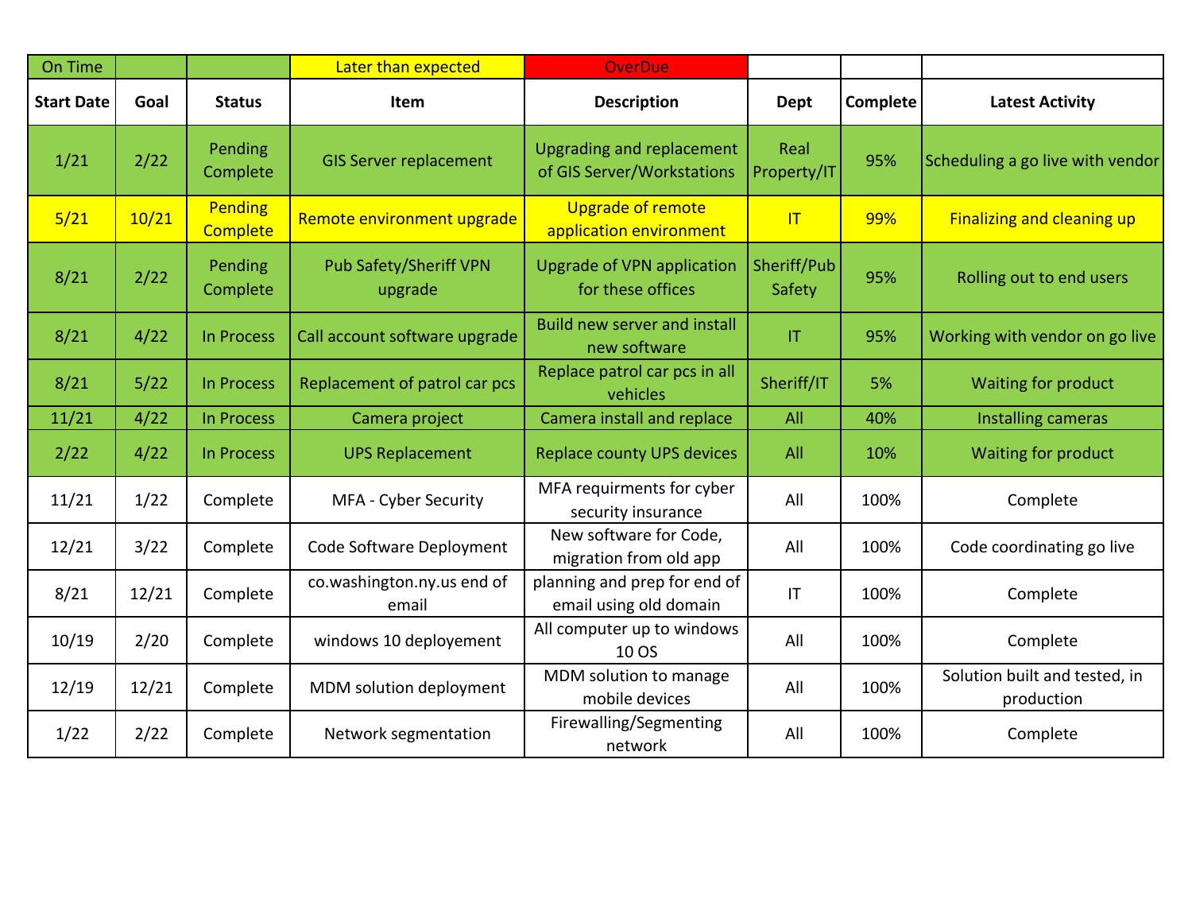| On Time | | | Later than expected | OverDue | | | |
|---|---|---|---|---|---|---|---|
| **Start Date** | **Goal** | **Status** | **Item** | **Description** | **Dept** | **Complete** | **Latest Activity** |
| 1/21 | 2/22 | Pending Complete | GIS Server replacement | Upgrading and replacement of GIS Server/Workstations | Real Property/IT | 95% | Scheduling a go live with vendor |
| 5/21 | 10/21 | Pending Complete | Remote environment upgrade | Upgrade of remote application environment | IT | 99% | Finalizing and cleaning up |
| 8/21 | 2/22 | Pending Complete | Pub Safety/Sheriff VPN upgrade | Upgrade of VPN application for these offices | Sheriff/Pub Safety | 95% | Rolling out to end users |
| 8/21 | 4/22 | In Process | Call account software upgrade | Build new server and install new software | IT | 95% | Working with vendor on go live |
| 8/21 | 5/22 | In Process | Replacement of patrol car pcs | Replace patrol car pcs in all vehicles | Sheriff/IT | 5% | Waiting for product |
| 11/21 | 4/22 | In Process | Camera project | Camera install and replace | All | 40% | Installing cameras |
| 2/22 | 4/22 | In Process | UPS Replacement | Replace county UPS devices | All | 10% | Waiting for product |
| 11/21 | 1/22 | Complete | MFA - Cyber Security | MFA requirments for cyber security insurance | All | 100% | Complete |
| 12/21 | 3/22 | Complete | Code Software Deployment | New software for Code, migration from old app | All | 100% | Code coordinating go live |
| 8/21 | 12/21 | Complete | co.washington.ny.us end of email | planning and prep for end of email using old domain | IT | 100% | Complete |
| 10/19 | 2/20 | Complete | windows 10 deployement | All computer up to windows 10 OS | All | 100% | Complete |
| 12/19 | 12/21 | Complete | MDM solution deployment | MDM solution to manage mobile devices | All | 100% | Solution built and tested, in production |
| 1/22 | 2/22 | Complete | Network segmentation | Firewalling/Segmenting network | All | 100% | Complete |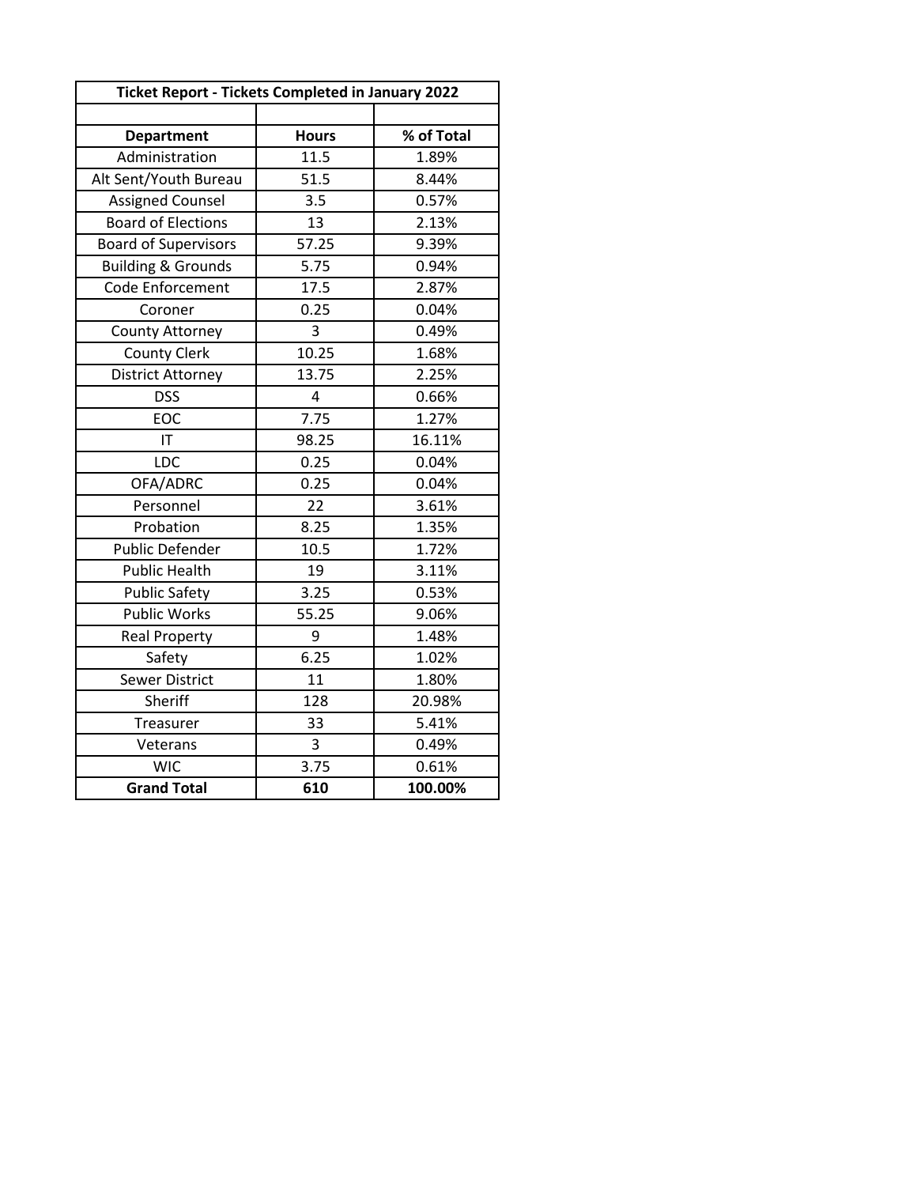| Ticket Report - Tickets Completed in January 2022 | | |
|---|---|---|
| | | |
| **Department** | **Hours** | **% of Total** |
| Administration | 11.5 | 1.89% |
| Alt Sent/Youth Bureau | 51.5 | 8.44% |
| Assigned Counsel | 3.5 | 0.57% |
| Board of Elections | 13 | 2.13% |
| Board of Supervisors | 57.25 | 9.39% |
| Building & Grounds | 5.75 | 0.94% |
| Code Enforcement | 17.5 | 2.87% |
| Coroner | 0.25 | 0.04% |
| County Attorney | 3 | 0.49% |
| County Clerk | 10.25 | 1.68% |
| District Attorney | 13.75 | 2.25% |
| DSS | 4 | 0.66% |
| EOC | 7.75 | 1.27% |
| IT | 98.25 | 16.11% |
| LDC | 0.25 | 0.04% |
| OFA/ADRC | 0.25 | 0.04% |
| Personnel | 22 | 3.61% |
| Probation | 8.25 | 1.35% |
| Public Defender | 10.5 | 1.72% |
| Public Health | 19 | 3.11% |
| Public Safety | 3.25 | 0.53% |
| Public Works | 55.25 | 9.06% |
| Real Property | 9 | 1.48% |
| Safety | 6.25 | 1.02% |
| Sewer District | 11 | 1.80% |
| Sheriff | 128 | 20.98% |
| Treasurer | 33 | 5.41% |
| Veterans | 3 | 0.49% |
| WIC | 3.75 | 0.61% |
| **Grand Total** | **610** | **100.00%** |